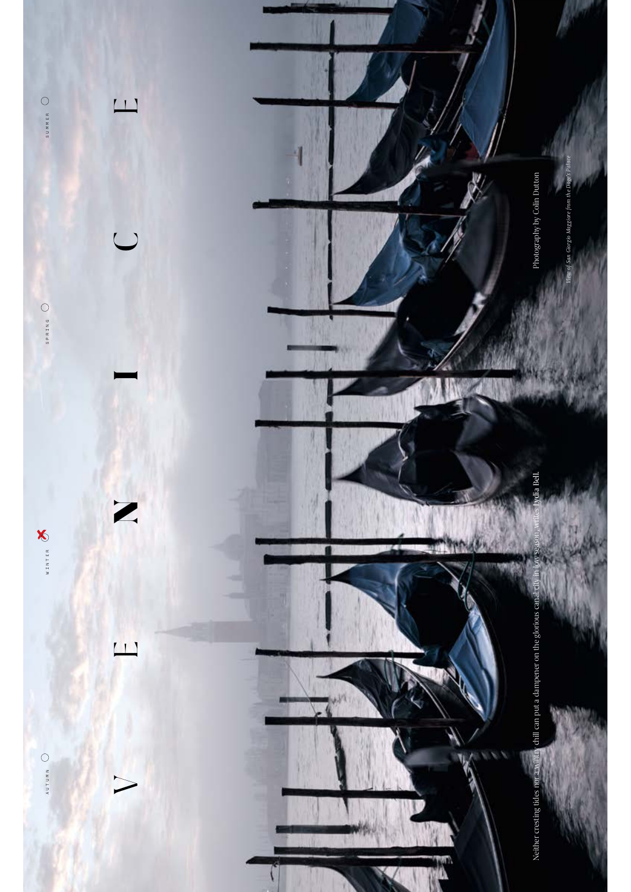AUTUMN ○ WINTER ✕ SPRING ○ SUMMER ○

# VENICE

Neither cresting tides nor a wintry chill can put a dampener on the glorious canal city in low season, writes Lydia Bell.

Photography by Colin Dutton

*View of San Giorgio Maggiore from the Doge's Palace*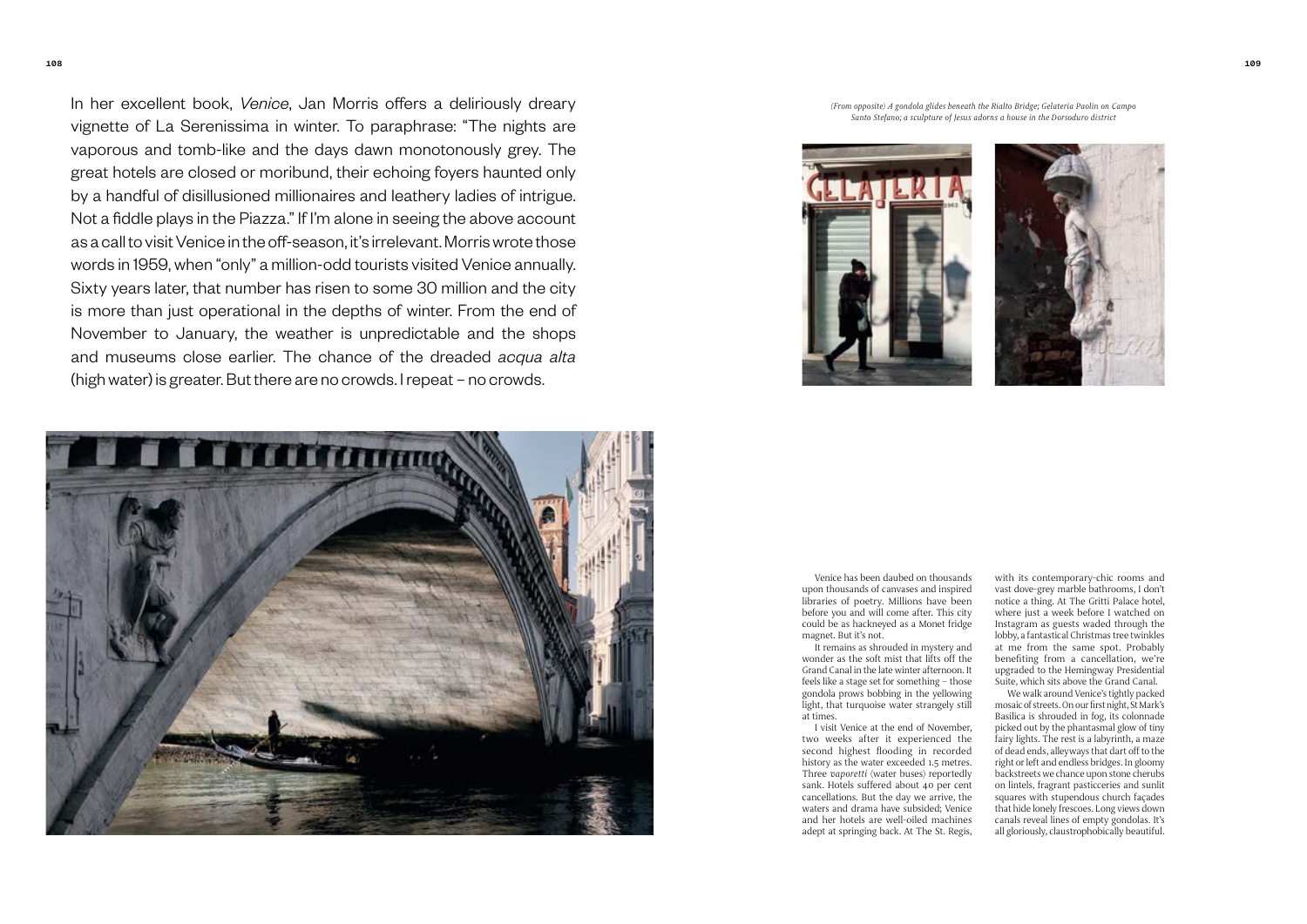In her excellent book, *Venice*, Jan Morris offers a deliriously dreary vignette of La Serenissima in winter. To paraphrase: "The nights are vaporous and tomb-like and the days dawn monotonously grey. The great hotels are closed or moribund, their echoing foyers haunted only by a handful of disillusioned millionaires and leathery ladies of intrigue. Not a fiddle plays in the Piazza." If I'm alone in seeing the above account as a call to visit Venice in the off-season, it's irrelevant. Morris wrote those words in 1959, when "only" a million-odd tourists visited Venice annually. Sixty years later, that number has risen to some 30 million and the city is more than just operational in the depths of winter. From the end of November to January, the weather is unpredictable and the shops and museums close earlier. The chance of the dreaded *acqua alta* (high water) is greater. But there are no crowds. I repeat – no crowds.

*(From opposite) A gondola glides beneath the Rialto Bridge; Gelateria Paolin on Campo Santo Stefano; a sculpture of Jesus adorns a house in the Dorsoduro district*

Venice has been daubed on thousands upon thousands of canvases and inspired libraries of poetry. Millions have been before you and will come after. This city could be as hackneyed as a Monet fridge magnet. But it's not.

It remains as shrouded in mystery and wonder as the soft mist that lifts off the Grand Canal in the late winter afternoon. It feels like a stage set for something – those gondola prows bobbing in the yellowing light, that turquoise water strangely still at times.

I visit Venice at the end of November, two weeks after it experienced the second highest flooding in recorded history as the water exceeded 1.5 metres. Three *vaporetti* (water buses) reportedly sank. Hotels suffered about 40 per cent cancellations. But the day we arrive, the waters and drama have subsided; Venice and her hotels are well-oiled machines adept at springing back. At The St. Regis, with its contemporary-chic rooms and vast dove-grey marble bathrooms, I don't notice a thing. At The Gritti Palace hotel, where just a week before I watched on Instagram as guests waded through the lobby, a fantastical Christmas tree twinkles at me from the same spot. Probably benefiting from a cancellation, we're upgraded to the Hemingway Presidential Suite, which sits above the Grand Canal.

We walk around Venice's tightly packed mosaic of streets. On our first night, St Mark's Basilica is shrouded in fog, its colonnade picked out by the phantasmal glow of tiny fairy lights. The rest is a labyrinth, a maze of dead ends, alleyways that dart off to the right or left and endless bridges. In gloomy backstreets we chance upon stone cherubs on lintels, fragrant pasticceries and sunlit squares with stupendous church façades that hide lonely frescoes. Long views down canals reveal lines of empty gondolas. It's all gloriously, claustrophobically beautiful.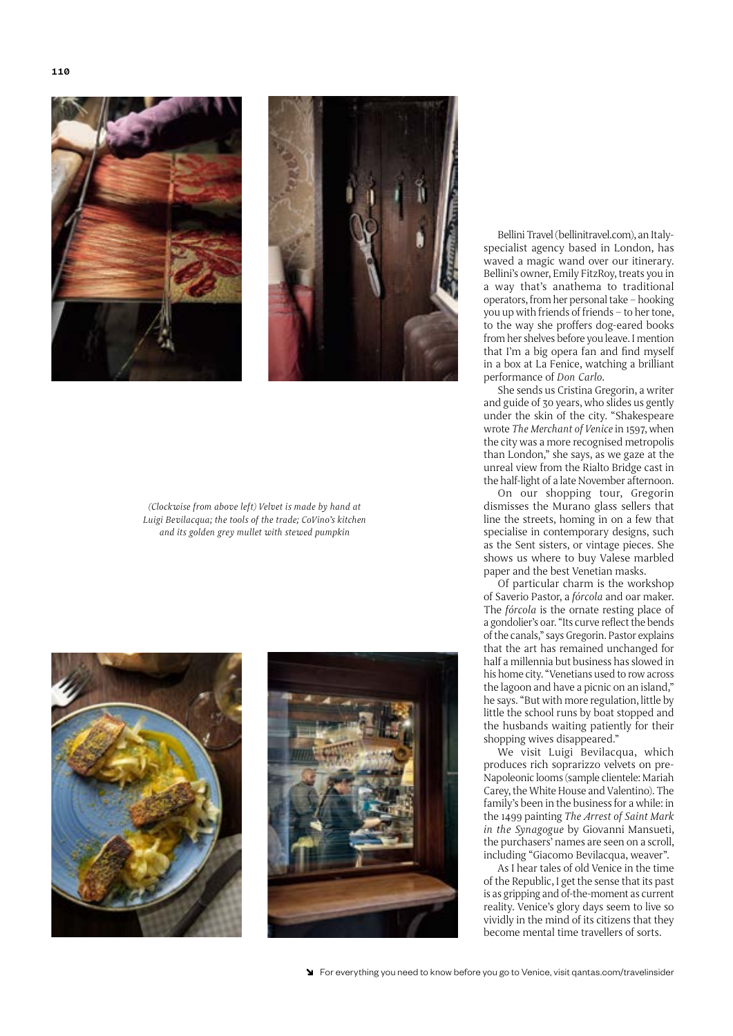*(Clockwise from above left) Velvet is made by hand at Luigi Bevilacqua; the tools of the trade; CoVino's kitchen and its golden grey mullet with stewed pumpkin*

Bellini Travel (bellinitravel.com), an Italy-specialist agency based in London, has waved a magic wand over our itinerary. Bellini's owner, Emily FitzRoy, treats you in a way that's anathema to traditional operators, from her personal take – hooking you up with friends of friends – to her tone, to the way she proffers dog-eared books from her shelves before you leave. I mention that I'm a big opera fan and find myself in a box at La Fenice, watching a brilliant performance of *Don Carlo*.

She sends us Cristina Gregorin, a writer and guide of 30 years, who slides us gently under the skin of the city. "Shakespeare wrote *The Merchant of Venice* in 1597, when the city was a more recognised metropolis than London," she says, as we gaze at the unreal view from the Rialto Bridge cast in the half-light of a late November afternoon.

On our shopping tour, Gregorin dismisses the Murano glass sellers that line the streets, homing in on a few that specialise in contemporary designs, such as the Sent sisters, or vintage pieces. She shows us where to buy Valese marbled paper and the best Venetian masks.

Of particular charm is the workshop of Saverio Pastor, a *fórcola* and oar maker. The *fórcola* is the ornate resting place of a gondolier's oar. "Its curve reflect the bends of the canals," says Gregorin. Pastor explains that the art has remained unchanged for half a millennia but business has slowed in his home city. "Venetians used to row across the lagoon and have a picnic on an island," he says. "But with more regulation, little by little the school runs by boat stopped and the husbands waiting patiently for their shopping wives disappeared."

We visit Luigi Bevilacqua, which produces rich soprarizzo velvets on pre-Napoleonic looms (sample clientele: Mariah Carey, the White House and Valentino). The family's been in the business for a while: in the 1499 painting *The Arrest of Saint Mark in the Synagogue* by Giovanni Mansueti, the purchasers' names are seen on a scroll, including "Giacomo Bevilacqua, weaver".

As I hear tales of old Venice in the time of the Republic, I get the sense that its past is as gripping and of-the-moment as current reality. Venice's glory days seem to live so vividly in the mind of its citizens that they become mental time travellers of sorts.

For everything you need to know before you go to Venice, visit qantas.com/travelinsider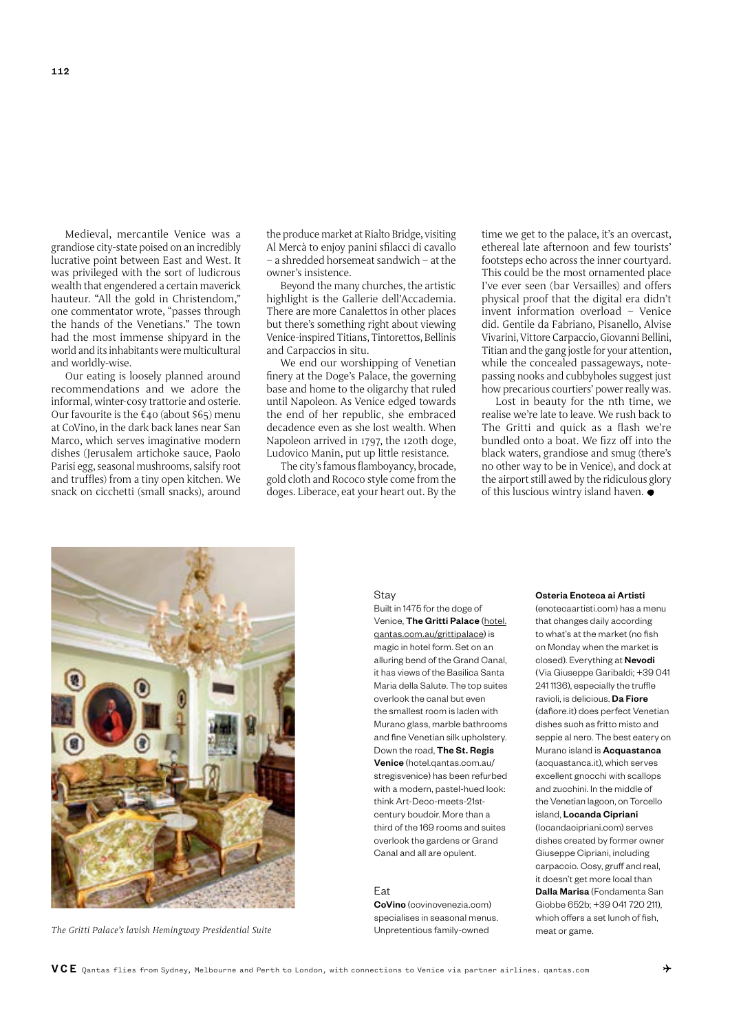Medieval, mercantile Venice was a grandiose city-state poised on an incredibly lucrative point between East and West. It was privileged with the sort of ludicrous wealth that engendered a certain maverick hauteur. "All the gold in Christendom," one commentator wrote, "passes through the hands of the Venetians." The town had the most immense shipyard in the world and its inhabitants were multicultural and worldly-wise.

Our eating is loosely planned around recommendations and we adore the informal, winter-cosy trattorie and osterie. Our favourite is the €40 (about $65) menu at CoVino, in the dark back lanes near San Marco, which serves imaginative modern dishes (Jerusalem artichoke sauce, Paolo Parisi egg, seasonal mushrooms, salsify root and truffles) from a tiny open kitchen. We snack on cicchetti (small snacks), around the produce market at Rialto Bridge, visiting Al Mercà to enjoy panini sfilacci di cavallo – a shredded horsemeat sandwich – at the owner's insistence.

Beyond the many churches, the artistic highlight is the Gallerie dell'Accademia. There are more Canalettos in other places but there's something right about viewing Venice-inspired Titians, Tintorettos, Bellinis and Carpaccios in situ.

We end our worshipping of Venetian finery at the Doge's Palace, the governing base and home to the oligarchy that ruled until Napoleon. As Venice edged towards the end of her republic, she embraced decadence even as she lost wealth. When Napoleon arrived in 1797, the 120th doge, Ludovico Manin, put up little resistance.

The city's famous flamboyancy, brocade, gold cloth and Rococo style come from the doges. Liberace, eat your heart out. By the time we get to the palace, it's an overcast, ethereal late afternoon and few tourists' footsteps echo across the inner courtyard. This could be the most ornamented place I've ever seen (bar Versailles) and offers physical proof that the digital era didn't invent information overload – Venice did. Gentile da Fabriano, Pisanello, Alvise Vivarini, Vittore Carpaccio, Giovanni Bellini, Titian and the gang jostle for your attention, while the concealed passageways, note-passing nooks and cubbyholes suggest just how precarious courtiers' power really was.

Lost in beauty for the nth time, we realise we're late to leave. We rush back to The Gritti and quick as a flash we're bundled onto a boat. We fizz off into the black waters, grandiose and smug (there's no other way to be in Venice), and dock at the airport still awed by the ridiculous glory of this luscious wintry island haven.

*The Gritti Palace's lavish Hemingway Presidential Suite*

### Stay

Built in 1475 for the doge of Venice, **The Gritti Palace** (hotel.qantas.com.au/grittipalace) is magic in hotel form. Set on an alluring bend of the Grand Canal, it has views of the Basilica Santa Maria della Salute. The top suites overlook the canal but even the smallest room is laden with Murano glass, marble bathrooms and fine Venetian silk upholstery. Down the road, **The St. Regis Venice** (hotel.qantas.com.au/stregisvenice) has been refurbed with a modern, pastel-hued look: think Art-Deco-meets-21st-century boudoir. More than a third of the 169 rooms and suites overlook the gardens or Grand Canal and all are opulent.

### Eat

**CoVino** (covinovenezia.com) specialises in seasonal menus. Unpretentious family-owned **Osteria Enoteca ai Artisti** (enotecaartisti.com) has a menu that changes daily according to what's at the market (no fish on Monday when the market is closed). Everything at **Nevodi** (Via Giuseppe Garibaldi; +39 041 241 1136), especially the truffle ravioli, is delicious. **Da Fiore** (dafiore.it) does perfect Venetian dishes such as fritto misto and seppie al nero. The best eatery on Murano island is **Acquastanca** (acquastanca.it), which serves excellent gnocchi with scallops and zucchini. In the middle of the Venetian lagoon, on Torcello island, **Locanda Cipriani** (locandacipriani.com) serves dishes created by former owner Giuseppe Cipriani, including carpaccio. Cosy, gruff and real, it doesn't get more local than **Dalla Marisa** (Fondamenta San Giobbe 652b; +39 041 720 211), which offers a set lunch of fish, meat or game.

**VCE** Qantas flies from Sydney, Melbourne and Perth to London, with connections to Venice via partner airlines. qantas.com